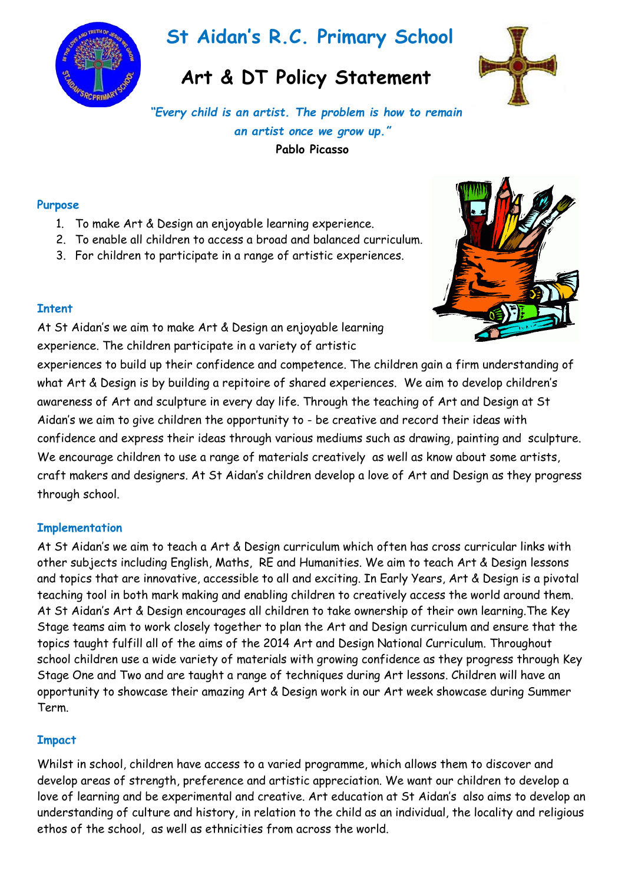# St Aidan's R.C. Primary School

## Art & DT Policy Statement

*"Every child is an artist. The problem is how to remain an artist once we grow up."*

**Pablo Picasso**

### Purpose

1. To make Art & Design an enjoyable learning experience.
2. To enable all children to access a broad and balanced curriculum.
3. For children to participate in a range of artistic experiences.

### Intent

At St Aidan's we aim to make Art & Design an enjoyable learning experience. The children participate in a variety of artistic experiences to build up their confidence and competence. The children gain a firm understanding of what Art & Design is by building a repitoire of shared experiences. We aim to develop children's awareness of Art and sculpture in every day life. Through the teaching of Art and Design at St Aidan's we aim to give children the opportunity to - be creative and record their ideas with confidence and express their ideas through various mediums such as drawing, painting and sculpture. We encourage children to use a range of materials creatively as well as know about some artists, craft makers and designers. At St Aidan's children develop a love of Art and Design as they progress through school.

### Implementation

At St Aidan's we aim to teach a Art & Design curriculum which often has cross curricular links with other subjects including English, Maths, RE and Humanities. We aim to teach Art & Design lessons and topics that are innovative, accessible to all and exciting. In Early Years, Art & Design is a pivotal teaching tool in both mark making and enabling children to creatively access the world around them. At St Aidan's Art & Design encourages all children to take ownership of their own learning.The Key Stage teams aim to work closely together to plan the Art and Design curriculum and ensure that the topics taught fulfill all of the aims of the 2014 Art and Design National Curriculum. Throughout school children use a wide variety of materials with growing confidence as they progress through Key Stage One and Two and are taught a range of techniques during Art lessons. Children will have an opportunity to showcase their amazing Art & Design work in our Art week showcase during Summer Term.

### Impact

Whilst in school, children have access to a varied programme, which allows them to discover and develop areas of strength, preference and artistic appreciation. We want our children to develop a love of learning and be experimental and creative. Art education at St Aidan's also aims to develop an understanding of culture and history, in relation to the child as an individual, the locality and religious ethos of the school, as well as ethnicities from across the world.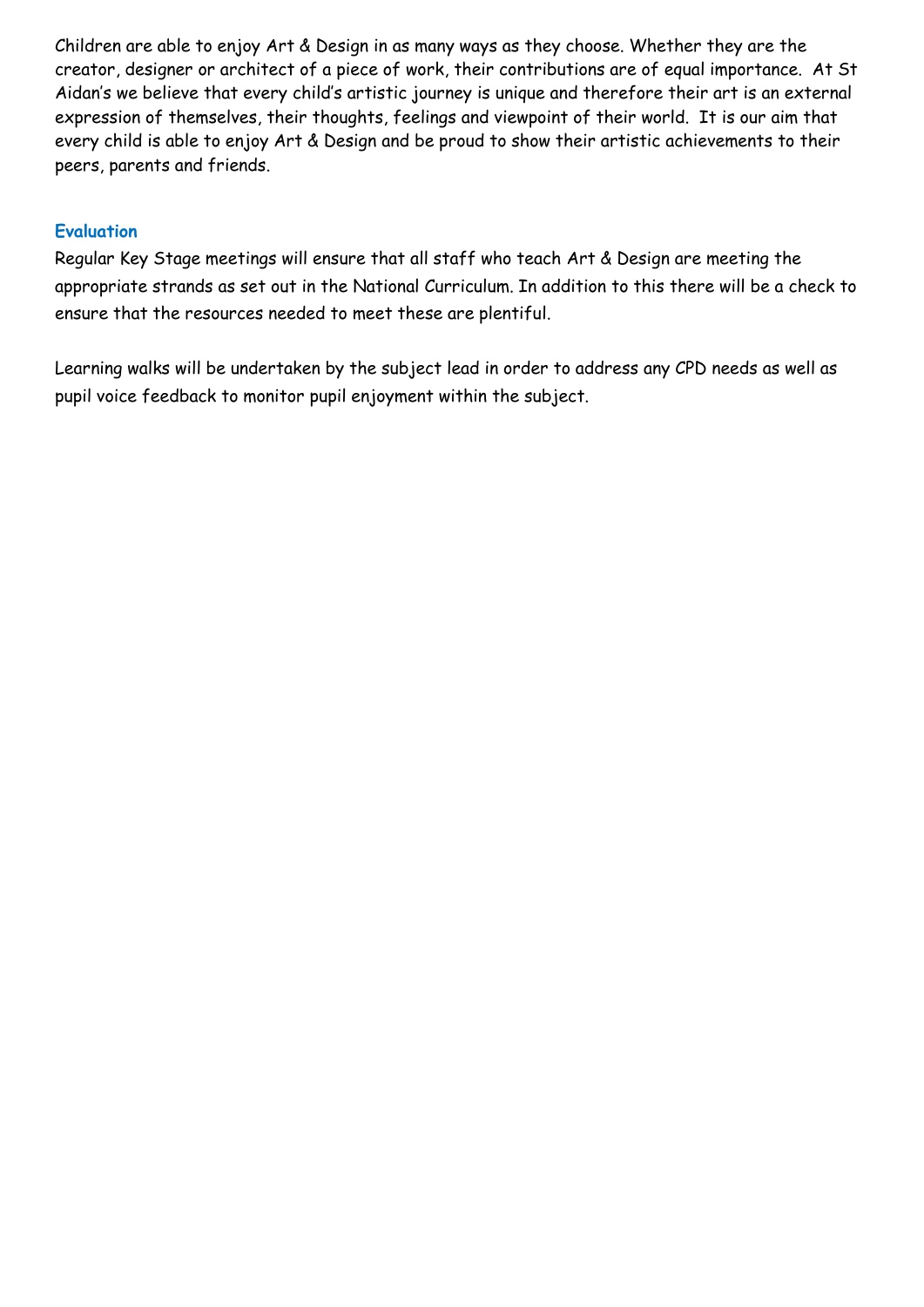Children are able to enjoy Art & Design in as many ways as they choose. Whether they are the creator, designer or architect of a piece of work, their contributions are of equal importance. At St Aidan's we believe that every child's artistic journey is unique and therefore their art is an external expression of themselves, their thoughts, feelings and viewpoint of their world. It is our aim that every child is able to enjoy Art & Design and be proud to show their artistic achievements to their peers, parents and friends.

### Evaluation

Regular Key Stage meetings will ensure that all staff who teach Art & Design are meeting the appropriate strands as set out in the National Curriculum. In addition to this there will be a check to ensure that the resources needed to meet these are plentiful.

Learning walks will be undertaken by the subject lead in order to address any CPD needs as well as pupil voice feedback to monitor pupil enjoyment within the subject.